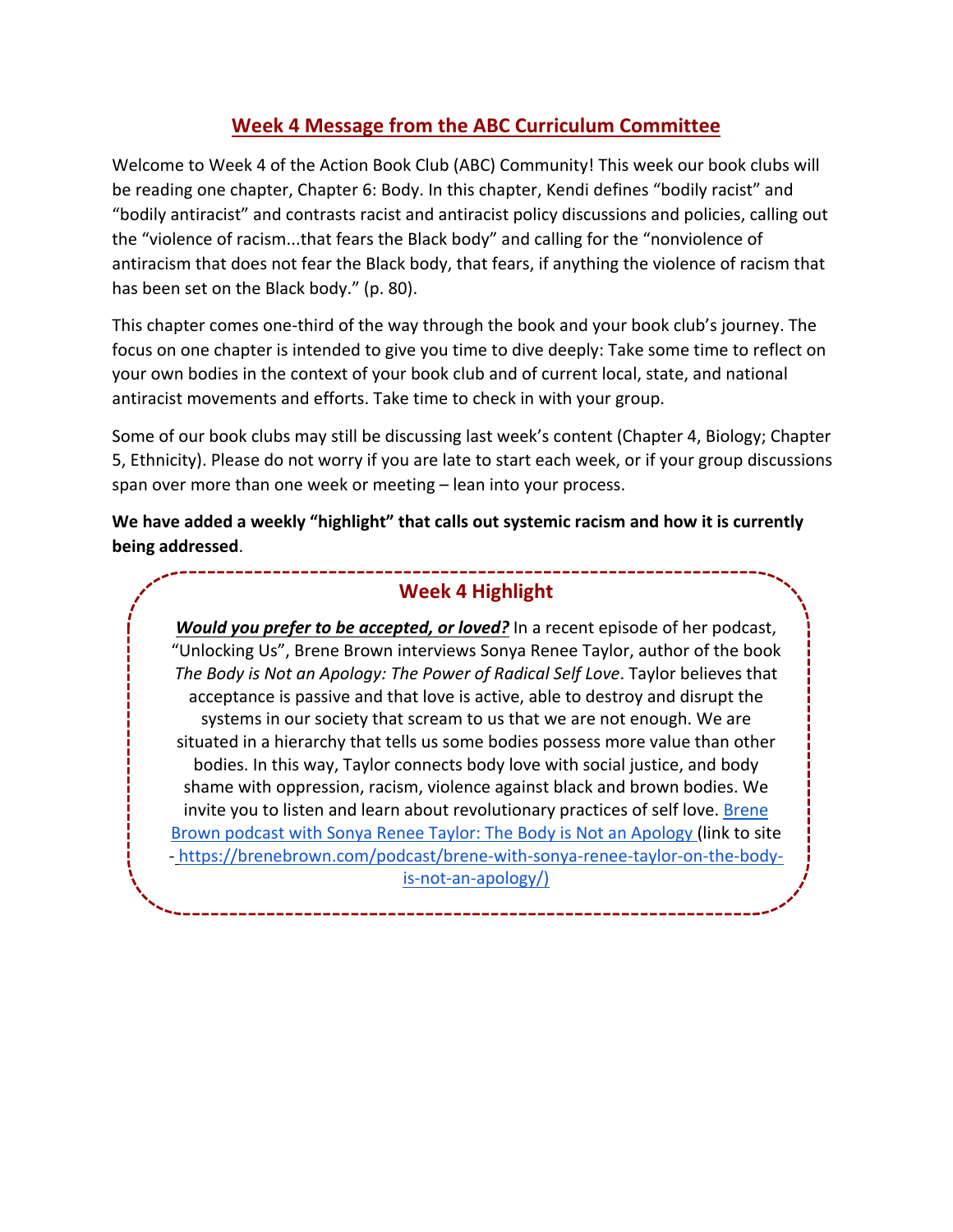# Week 4 Message from the ABC Curriculum Committee

Welcome to Week 4 of the Action Book Club (ABC) Community! This week our book clubs will be reading one chapter, Chapter 6: Body. In this chapter, Kendi defines "bodily racist" and "bodily antiracist" and contrasts racist and antiracist policy discussions and policies, calling out the "violence of racism...that fears the Black body" and calling for the "nonviolence of antiracism that does not fear the Black body, that fears, if anything the violence of racism that has been set on the Black body." (p. 80).

This chapter comes one-third of the way through the book and your book club's journey. The focus on one chapter is intended to give you time to dive deeply: Take some time to reflect on your own bodies in the context of your book club and of current local, state, and national antiracist movements and efforts. Take time to check in with your group.

Some of our book clubs may still be discussing last week's content (Chapter 4, Biology; Chapter 5, Ethnicity). Please do not worry if you are late to start each week, or if your group discussions span over more than one week or meeting – lean into your process.

**We have added a weekly "highlight" that calls out systemic racism and how it is currently being addressed**.

## Week 4 Highlight

***Would you prefer to be accepted, or loved?*** In a recent episode of her podcast, "Unlocking Us", Brene Brown interviews Sonya Renee Taylor, author of the book *The Body is Not an Apology: The Power of Radical Self Love*. Taylor believes that acceptance is passive and that love is active, able to destroy and disrupt the systems in our society that scream to us that we are not enough. We are situated in a hierarchy that tells us some bodies possess more value than other bodies. In this way, Taylor connects body love with social justice, and body shame with oppression, racism, violence against black and brown bodies. We invite you to listen and learn about revolutionary practices of self love. [Brene Brown podcast with Sonya Renee Taylor: The Body is Not an Apology](https://brenebrown.com/podcast/brene-with-sonya-renee-taylor-on-the-body-is-not-an-apology/) (link to site - https://brenebrown.com/podcast/brene-with-sonya-renee-taylor-on-the-body-is-not-an-apology/)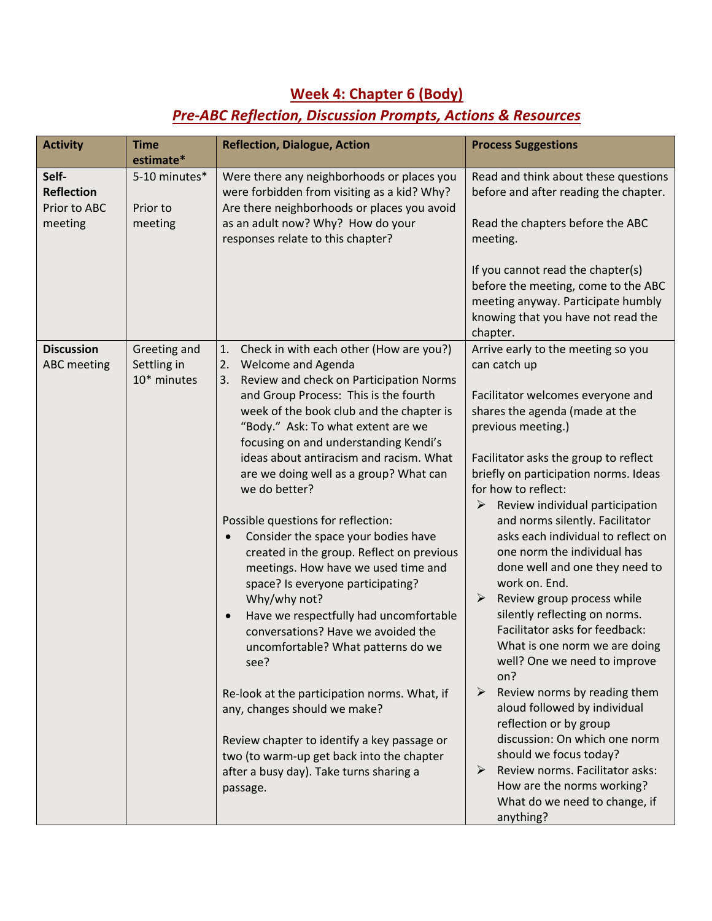## Week 4: Chapter 6 (Body)

### *Pre-ABC Reflection, Discussion Prompts, Actions & Resources*

| Activity | Time estimate* | Reflection, Dialogue, Action | Process Suggestions |
|---|---|---|---|
| **Self-Reflection** Prior to ABC meeting | 5-10 minutes*<br><br>Prior to meeting | Were there any neighborhoods or places you were forbidden from visiting as a kid? Why? Are there neighborhoods or places you avoid as an adult now? Why? How do your responses relate to this chapter? | Read and think about these questions before and after reading the chapter.<br><br>Read the chapters before the ABC meeting.<br><br>If you cannot read the chapter(s) before the meeting, come to the ABC meeting anyway. Participate humbly knowing that you have not read the chapter. |
| **Discussion** ABC meeting | Greeting and Settling in 10* minutes | 1. Check in with each other (How are you?)<br>2. Welcome and Agenda<br>3. Review and check on Participation Norms and Group Process: This is the fourth week of the book club and the chapter is "Body." Ask: To what extent are we focusing on and understanding Kendi's ideas about antiracism and racism. What are we doing well as a group? What can we do better?<br><br>Possible questions for reflection:<br>• Consider the space your bodies have created in the group. Reflect on previous meetings. How have we used time and space? Is everyone participating? Why/why not?<br>• Have we respectfully had uncomfortable conversations? Have we avoided the uncomfortable? What patterns do we see?<br><br>Re-look at the participation norms. What, if any, changes should we make?<br><br>Review chapter to identify a key passage or two (to warm-up get back into the chapter after a busy day). Take turns sharing a passage. | Arrive early to the meeting so you can catch up<br><br>Facilitator welcomes everyone and shares the agenda (made at the previous meeting.)<br><br>Facilitator asks the group to reflect briefly on participation norms. Ideas for how to reflect:<br>➢ Review individual participation and norms silently. Facilitator asks each individual to reflect on one norm the individual has done well and one they need to work on. End.<br>➢ Review group process while silently reflecting on norms. Facilitator asks for feedback: What is one norm we are doing well? One we need to improve on?<br>➢ Review norms by reading them aloud followed by individual reflection or by group discussion: On which one norm should we focus today?<br>➢ Review norms. Facilitator asks: How are the norms working? What do we need to change, if anything? |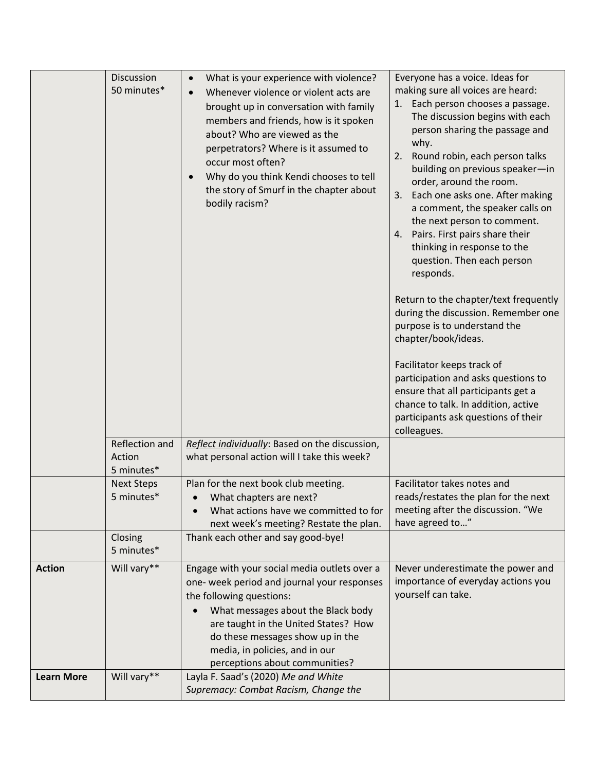| | | | |
|---|---|---|---|
| | Discussion 50 minutes* | • What is your experience with violence?<br>• Whenever violence or violent acts are brought up in conversation with family members and friends, how is it spoken about? Who are viewed as the perpetrators? Where is it assumed to occur most often?<br>• Why do you think Kendi chooses to tell the story of Smurf in the chapter about bodily racism? | Everyone has a voice. Ideas for making sure all voices are heard:<br>1. Each person chooses a passage. The discussion begins with each person sharing the passage and why.<br>2. Round robin, each person talks building on previous speaker—in order, around the room.<br>3. Each one asks one. After making a comment, the speaker calls on the next person to comment.<br>4. Pairs. First pairs share their thinking in response to the question. Then each person responds.<br><br>Return to the chapter/text frequently during the discussion. Remember one purpose is to understand the chapter/book/ideas.<br><br>Facilitator keeps track of participation and asks questions to ensure that all participants get a chance to talk. In addition, active participants ask questions of their colleagues. |
| | Reflection and Action 5 minutes* | *Reflect individually*: Based on the discussion, what personal action will I take this week? | |
| | Next Steps 5 minutes* | Plan for the next book club meeting.<br>• What chapters are next?<br>• What actions have we committed to for next week's meeting? Restate the plan. | Facilitator takes notes and reads/restates the plan for the next meeting after the discussion. "We have agreed to…" |
| | Closing 5 minutes* | Thank each other and say good-bye! | |
| **Action** | Will vary** | Engage with your social media outlets over a one- week period and journal your responses the following questions:<br>• What messages about the Black body are taught in the United States? How do these messages show up in the media, in policies, and in our perceptions about communities? | Never underestimate the power and importance of everyday actions you yourself can take. |
| **Learn More** | Will vary** | Layla F. Saad's (2020) *Me and White Supremacy: Combat Racism, Change the* | |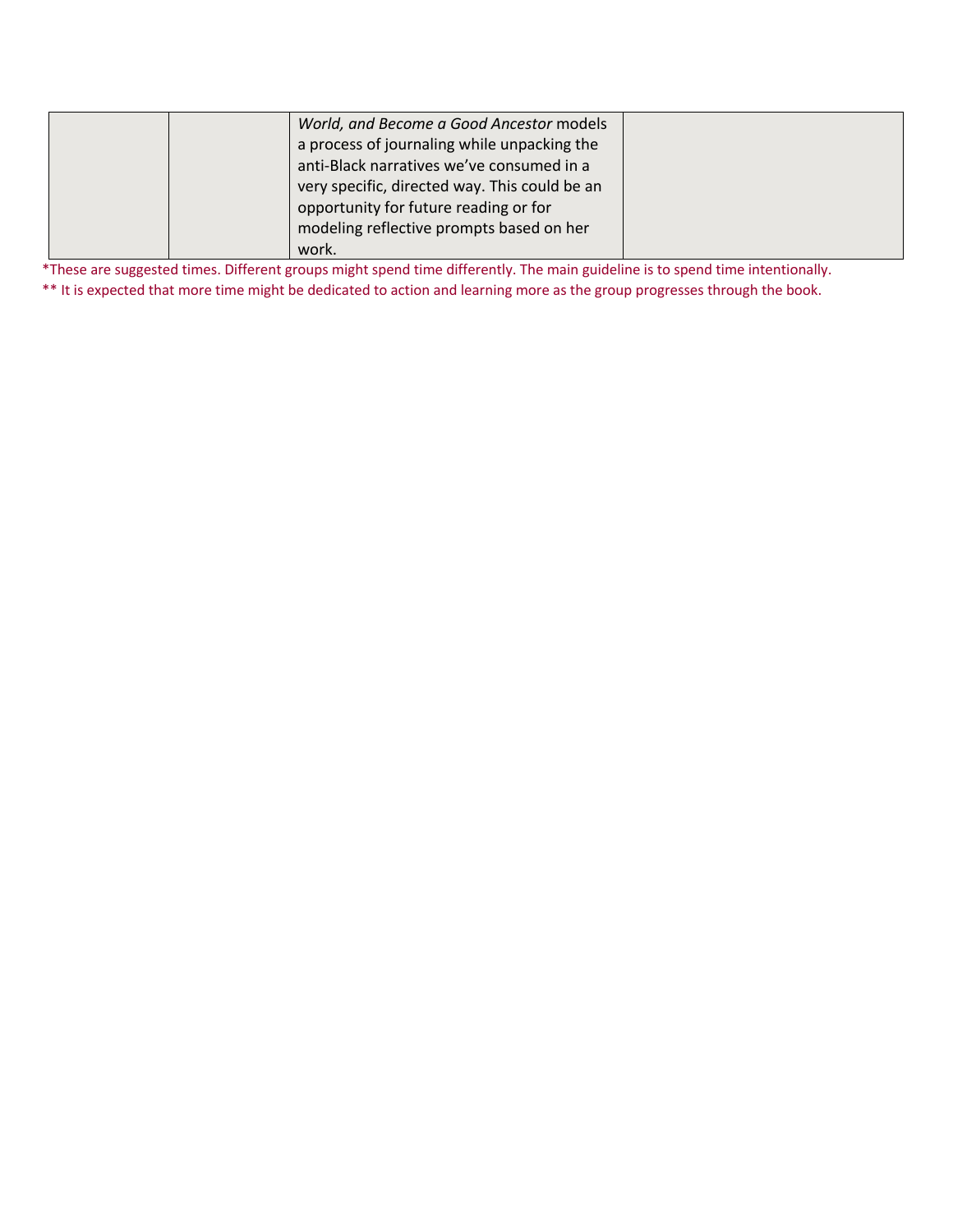| | | | |
|---|---|---|---|
| | | *World, and Become a Good Ancestor* models a process of journaling while unpacking the anti-Black narratives we've consumed in a very specific, directed way. This could be an opportunity for future reading or for modeling reflective prompts based on her work. | |

*These are suggested times. Different groups might spend time differently. The main guideline is to spend time intentionally.

** It is expected that more time might be dedicated to action and learning more as the group progresses through the book.